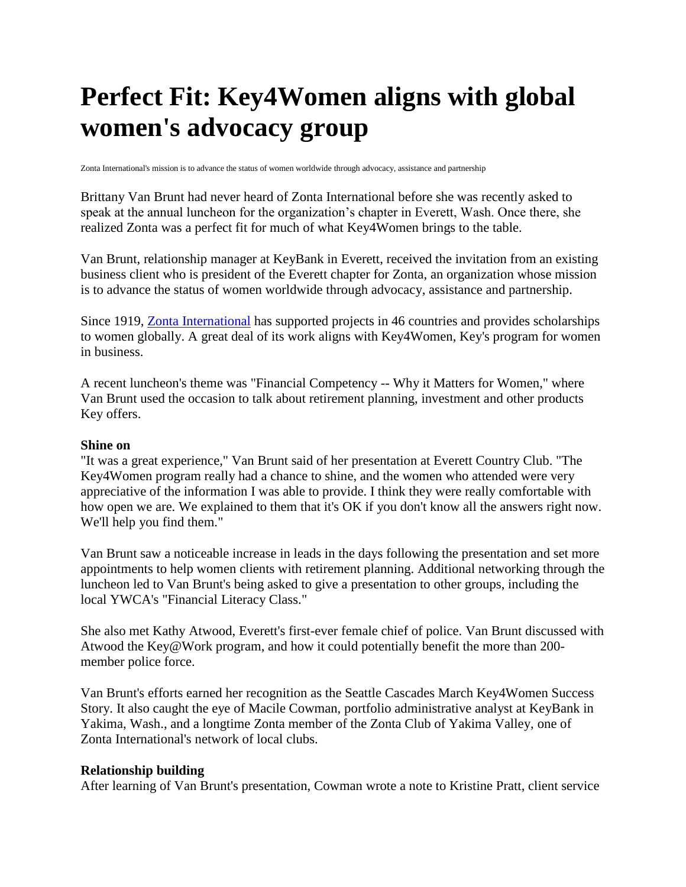# Perfect Fit: Key4Women aligns with global women's advocacy group

Zonta International's mission is to advance the status of women worldwide through advocacy, assistance and partnership

Brittany Van Brunt had never heard of Zonta International before she was recently asked to speak at the annual luncheon for the organization's chapter in Everett, Wash. Once there, she realized Zonta was a perfect fit for much of what Key4Women brings to the table.

Van Brunt, relationship manager at KeyBank in Everett, received the invitation from an existing business client who is president of the Everett chapter for Zonta, an organization whose mission is to advance the status of women worldwide through advocacy, assistance and partnership.

Since 1919, Zonta International has supported projects in 46 countries and provides scholarships to women globally. A great deal of its work aligns with Key4Women, Key's program for women in business.

A recent luncheon's theme was "Financial Competency -- Why it Matters for Women," where Van Brunt used the occasion to talk about retirement planning, investment and other products Key offers.

**Shine on**

"It was a great experience," Van Brunt said of her presentation at Everett Country Club. "The Key4Women program really had a chance to shine, and the women who attended were very appreciative of the information I was able to provide. I think they were really comfortable with how open we are. We explained to them that it's OK if you don't know all the answers right now. We'll help you find them."

Van Brunt saw a noticeable increase in leads in the days following the presentation and set more appointments to help women clients with retirement planning. Additional networking through the luncheon led to Van Brunt's being asked to give a presentation to other groups, including the local YWCA's "Financial Literacy Class."

She also met Kathy Atwood, Everett's first-ever female chief of police. Van Brunt discussed with Atwood the Key@Work program, and how it could potentially benefit the more than 200-member police force.

Van Brunt's efforts earned her recognition as the Seattle Cascades March Key4Women Success Story. It also caught the eye of Macile Cowman, portfolio administrative analyst at KeyBank in Yakima, Wash., and a longtime Zonta member of the Zonta Club of Yakima Valley, one of Zonta International's network of local clubs.

**Relationship building**

After learning of Van Brunt's presentation, Cowman wrote a note to Kristine Pratt, client service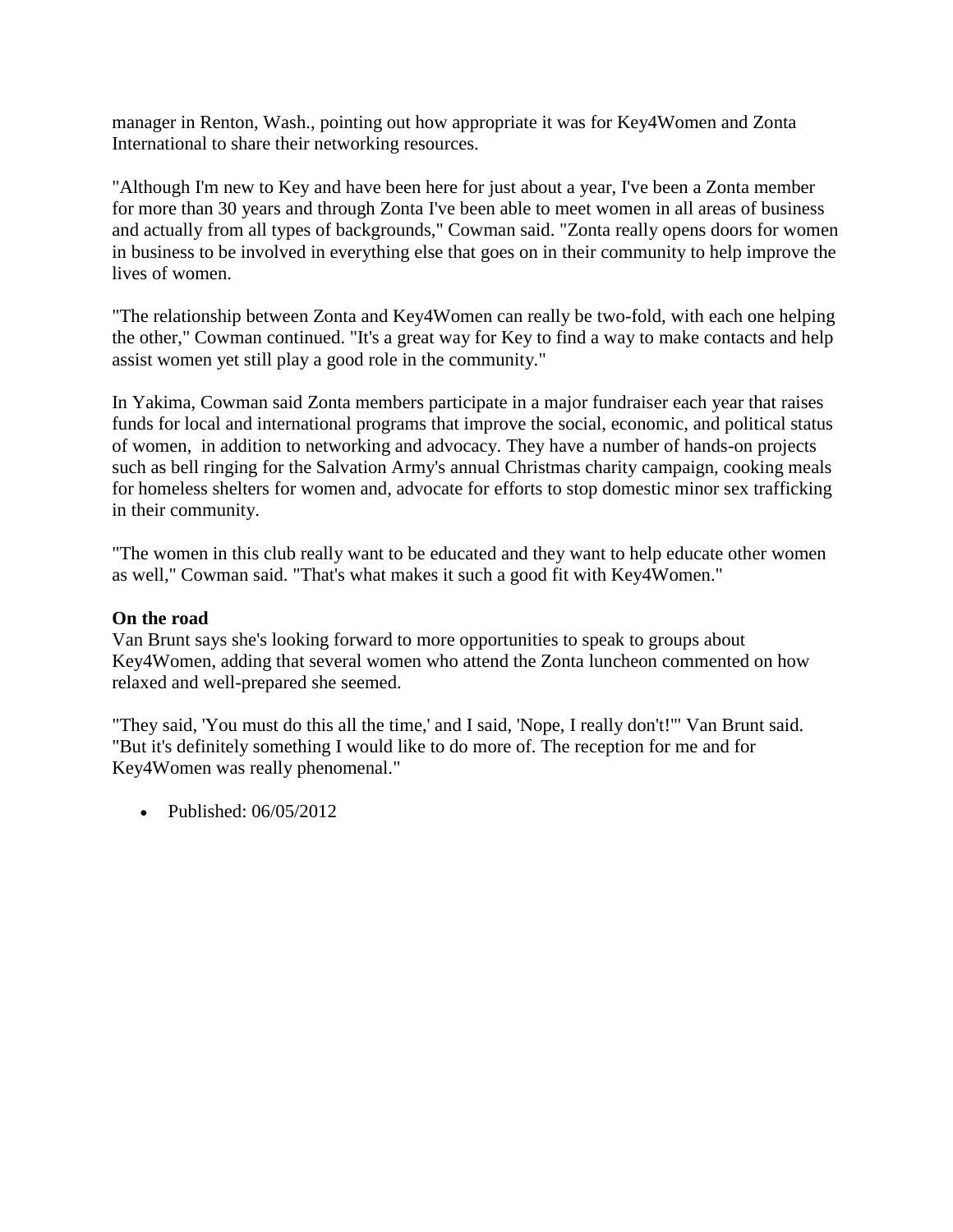manager in Renton, Wash., pointing out how appropriate it was for Key4Women and Zonta International to share their networking resources.

"Although I'm new to Key and have been here for just about a year, I've been a Zonta member for more than 30 years and through Zonta I've been able to meet women in all areas of business and actually from all types of backgrounds," Cowman said. "Zonta really opens doors for women in business to be involved in everything else that goes on in their community to help improve the lives of women.

"The relationship between Zonta and Key4Women can really be two-fold, with each one helping the other," Cowman continued. "It's a great way for Key to find a way to make contacts and help assist women yet still play a good role in the community."

In Yakima, Cowman said Zonta members participate in a major fundraiser each year that raises funds for local and international programs that improve the social, economic, and political status of women, in addition to networking and advocacy. They have a number of hands-on projects such as bell ringing for the Salvation Army's annual Christmas charity campaign, cooking meals for homeless shelters for women and, advocate for efforts to stop domestic minor sex trafficking in their community.

"The women in this club really want to be educated and they want to help educate other women as well," Cowman said. "That's what makes it such a good fit with Key4Women."

**On the road**

Van Brunt says she's looking forward to more opportunities to speak to groups about Key4Women, adding that several women who attend the Zonta luncheon commented on how relaxed and well-prepared she seemed.

"They said, 'You must do this all the time,' and I said, 'Nope, I really don't!'" Van Brunt said. "But it's definitely something I would like to do more of. The reception for me and for Key4Women was really phenomenal."

- Published: 06/05/2012